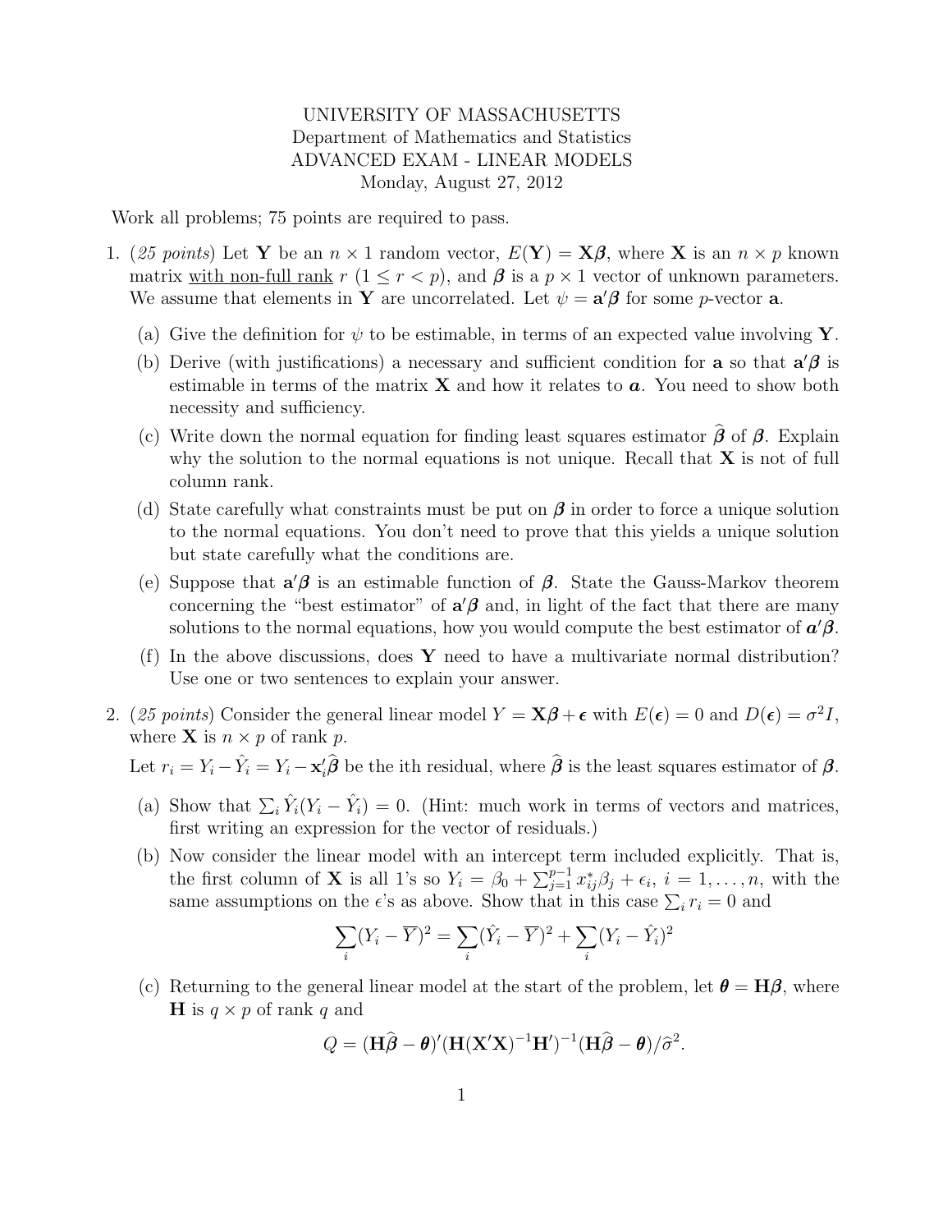UNIVERSITY OF MASSACHUSETTS
Department of Mathematics and Statistics
ADVANCED EXAM - LINEAR MODELS
Monday, August 27, 2012

Work all problems; 75 points are required to pass.

1. (*25 points*) Let $\mathbf{Y}$ be an $n \times 1$ random vector, $E(\mathbf{Y}) = \mathbf{X}\boldsymbol{\beta}$, where $\mathbf{X}$ is an $n \times p$ known matrix <u>with non-full rank</u> $r$ $(1 \le r < p)$, and $\boldsymbol{\beta}$ is a $p \times 1$ vector of unknown parameters. We assume that elements in $\mathbf{Y}$ are uncorrelated. Let $\psi = \mathbf{a}'\boldsymbol{\beta}$ for some $p$-vector $\mathbf{a}$.

   (a) Give the definition for $\psi$ to be estimable, in terms of an expected value involving $\mathbf{Y}$.

   (b) Derive (with justifications) a necessary and sufficient condition for $\mathbf{a}$ so that $\mathbf{a}'\boldsymbol{\beta}$ is estimable in terms of the matrix $\mathbf{X}$ and how it relates to $\boldsymbol{a}$. You need to show both necessity and sufficiency.

   (c) Write down the normal equation for finding least squares estimator $\widehat{\boldsymbol{\beta}}$ of $\boldsymbol{\beta}$. Explain why the solution to the normal equations is not unique. Recall that $\mathbf{X}$ is not of full column rank.

   (d) State carefully what constraints must be put on $\boldsymbol{\beta}$ in order to force a unique solution to the normal equations. You don't need to prove that this yields a unique solution but state carefully what the conditions are.

   (e) Suppose that $\mathbf{a}'\boldsymbol{\beta}$ is an estimable function of $\boldsymbol{\beta}$. State the Gauss-Markov theorem concerning the "best estimator" of $\mathbf{a}'\boldsymbol{\beta}$ and, in light of the fact that there are many solutions to the normal equations, how you would compute the best estimator of $\boldsymbol{a}'\boldsymbol{\beta}$.

   (f) In the above discussions, does $\mathbf{Y}$ need to have a multivariate normal distribution? Use one or two sentences to explain your answer.

2. (*25 points*) Consider the general linear model $Y = \mathbf{X}\boldsymbol{\beta} + \boldsymbol{\epsilon}$ with $E(\boldsymbol{\epsilon}) = 0$ and $D(\boldsymbol{\epsilon}) = \sigma^2 I$, where $\mathbf{X}$ is $n \times p$ of rank $p$.

   Let $r_i = Y_i - \hat{Y}_i = Y_i - \mathbf{x}_i'\widehat{\boldsymbol{\beta}}$ be the ith residual, where $\widehat{\boldsymbol{\beta}}$ is the least squares estimator of $\boldsymbol{\beta}$.

   (a) Show that $\sum_i \hat{Y}_i(Y_i - \hat{Y}_i) = 0$. (Hint: much work in terms of vectors and matrices, first writing an expression for the vector of residuals.)

   (b) Now consider the linear model with an intercept term included explicitly. That is, the first column of $\mathbf{X}$ is all 1's so $Y_i = \beta_0 + \sum_{j=1}^{p-1} x_{ij}^*\beta_j + \epsilon_i$, $i = 1, \ldots, n$, with the same assumptions on the $\epsilon$'s as above. Show that in this case $\sum_i r_i = 0$ and

   $$\sum_i (Y_i - \overline{Y})^2 = \sum_i (\hat{Y}_i - \overline{Y})^2 + \sum_i (Y_i - \hat{Y}_i)^2$$

   (c) Returning to the general linear model at the start of the problem, let $\boldsymbol{\theta} = \mathbf{H}\boldsymbol{\beta}$, where $\mathbf{H}$ is $q \times p$ of rank $q$ and

   $$Q = (\mathbf{H}\widehat{\boldsymbol{\beta}} - \boldsymbol{\theta})'(\mathbf{H}(\mathbf{X}'\mathbf{X})^{-1}\mathbf{H}')^{-1}(\mathbf{H}\widehat{\boldsymbol{\beta}} - \boldsymbol{\theta})/\widehat{\sigma}^2.$$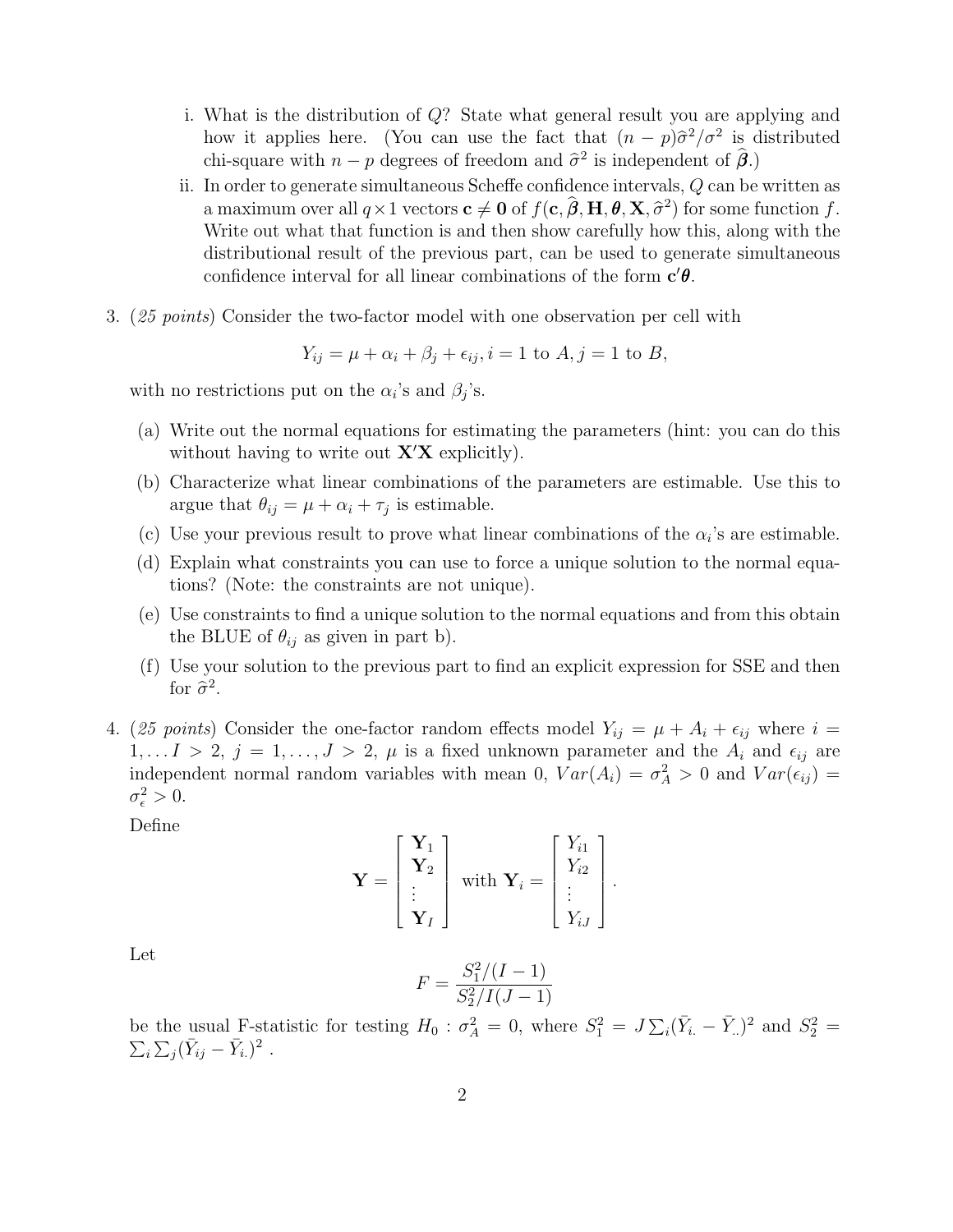i. What is the distribution of $Q$? State what general result you are applying and how it applies here. (You can use the fact that $(n-p)\hat{\sigma}^2/\sigma^2$ is distributed chi-square with $n-p$ degrees of freedom and $\hat{\sigma}^2$ is independent of $\hat{\boldsymbol{\beta}}$.)

ii. In order to generate simultaneous Scheffe confidence intervals, $Q$ can be written as a maximum over all $q \times 1$ vectors $\mathbf{c} \neq \mathbf{0}$ of $f(\mathbf{c}, \hat{\boldsymbol{\beta}}, \mathbf{H}, \boldsymbol{\theta}, \mathbf{X}, \hat{\sigma}^2)$ for some function $f$. Write out what that function is and then show carefully how this, along with the distributional result of the previous part, can be used to generate simultaneous confidence interval for all linear combinations of the form $\mathbf{c}'\boldsymbol{\theta}$.

3. (*25 points*) Consider the two-factor model with one observation per cell with

$$Y_{ij} = \mu + \alpha_i + \beta_j + \epsilon_{ij}, i = 1 \text{ to } A, j = 1 \text{ to } B,$$

with no restrictions put on the $\alpha_i$'s and $\beta_j$'s.

(a) Write out the normal equations for estimating the parameters (hint: you can do this without having to write out $\mathbf{X}'\mathbf{X}$ explicitly).

(b) Characterize what linear combinations of the parameters are estimable. Use this to argue that $\theta_{ij} = \mu + \alpha_i + \tau_j$ is estimable.

(c) Use your previous result to prove what linear combinations of the $\alpha_i$'s are estimable.

(d) Explain what constraints you can use to force a unique solution to the normal equations? (Note: the constraints are not unique).

(e) Use constraints to find a unique solution to the normal equations and from this obtain the BLUE of $\theta_{ij}$ as given in part b).

(f) Use your solution to the previous part to find an explicit expression for SSE and then for $\hat{\sigma}^2$.

4. (*25 points*) Consider the one-factor random effects model $Y_{ij} = \mu + A_i + \epsilon_{ij}$ where $i = 1, \ldots I > 2$, $j = 1, \ldots, J > 2$, $\mu$ is a fixed unknown parameter and the $A_i$ and $\epsilon_{ij}$ are independent normal random variables with mean 0, $Var(A_i) = \sigma_A^2 > 0$ and $Var(\epsilon_{ij}) = \sigma_\epsilon^2 > 0$.

Define

$$\mathbf{Y} = \begin{bmatrix} \mathbf{Y}_1 \\ \mathbf{Y}_2 \\ \vdots \\ \mathbf{Y}_I \end{bmatrix} \text{ with } \mathbf{Y}_i = \begin{bmatrix} Y_{i1} \\ Y_{i2} \\ \vdots \\ Y_{iJ} \end{bmatrix}.$$

Let

$$F = \frac{S_1^2/(I-1)}{S_2^2/I(J-1)}$$

be the usual F-statistic for testing $H_0 : \sigma_A^2 = 0$, where $S_1^2 = J\sum_i(\bar{Y}_{i.} - \bar{Y}_{..})^2$ and $S_2^2 = \sum_i \sum_j (\bar{Y}_{ij} - \bar{Y}_{i.})^2$ .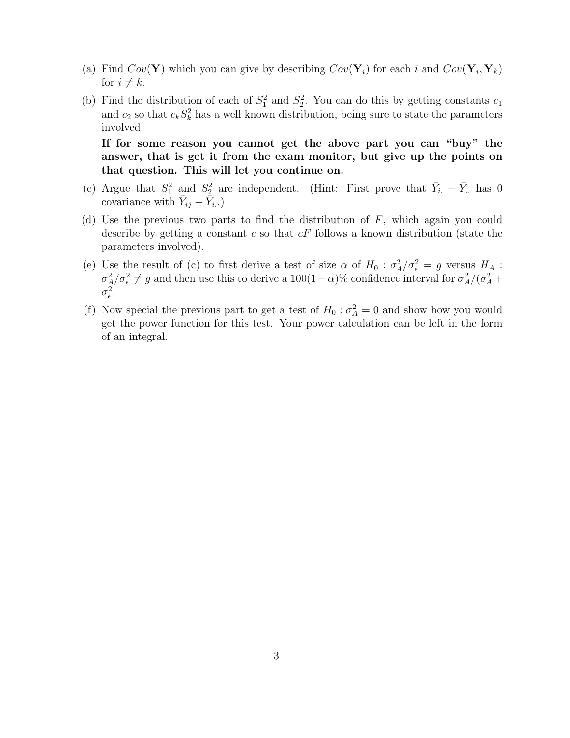(a) Find $Cov(\mathbf{Y})$ which you can give by describing $Cov(\mathbf{Y}_i)$ for each $i$ and $Cov(\mathbf{Y}_i, \mathbf{Y}_k)$ for $i \neq k$.

(b) Find the distribution of each of $S_1^2$ and $S_2^2$. You can do this by getting constants $c_1$ and $c_2$ so that $c_k S_k^2$ has a well known distribution, being sure to state the parameters involved.

**If for some reason you cannot get the above part you can "buy" the answer, that is get it from the exam monitor, but give up the points on that question. This will let you continue on.**

(c) Argue that $S_1^2$ and $S_2^2$ are independent. (Hint: First prove that $\bar{Y}_{i.} - \bar{Y}_{..}$ has 0 covariance with $\bar{Y}_{ij} - \bar{Y}_{i.}$.)

(d) Use the previous two parts to find the distribution of $F$, which again you could describe by getting a constant $c$ so that $cF$ follows a known distribution (state the parameters involved).

(e) Use the result of (c) to first derive a test of size $\alpha$ of $H_0 : \sigma_A^2/\sigma_\epsilon^2 = g$ versus $H_A : \sigma_A^2/\sigma_\epsilon^2 \neq g$ and then use this to derive a $100(1-\alpha)\%$ confidence interval for $\sigma_A^2/(\sigma_A^2 + \sigma_\epsilon^2$.

(f) Now special the previous part to get a test of $H_0 : \sigma_A^2 = 0$ and show how you would get the power function for this test. Your power calculation can be left in the form of an integral.